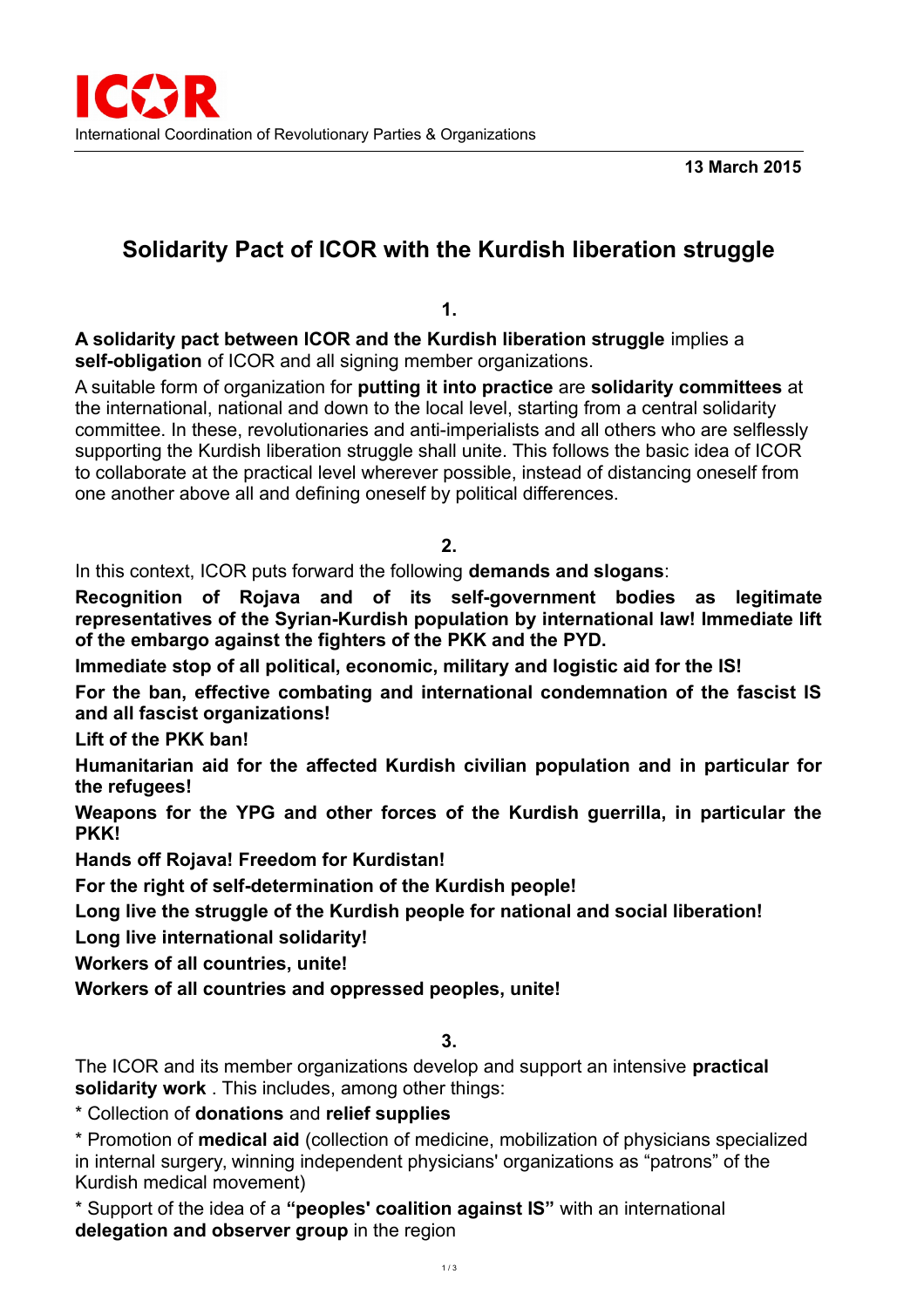ICOR

International Coordination of Revolutionary Parties & Organizations

**13 March 2015**

# Solidarity Pact of ICOR with the Kurdish liberation struggle

**1.**

**A solidarity pact between ICOR and the Kurdish liberation struggle** implies a **self-obligation** of ICOR and all signing member organizations.

A suitable form of organization for **putting it into practice** are **solidarity committees** at the international, national and down to the local level, starting from a central solidarity committee. In these, revolutionaries and anti-imperialists and all others who are selflessly supporting the Kurdish liberation struggle shall unite. This follows the basic idea of ICOR to collaborate at the practical level wherever possible, instead of distancing oneself from one another above all and defining oneself by political differences.

**2.**

In this context, ICOR puts forward the following **demands and slogans**:

**Recognition of Rojava and of its self-government bodies as legitimate representatives of the Syrian-Kurdish population by international law! Immediate lift of the embargo against the fighters of the PKK and the PYD.**

**Immediate stop of all political, economic, military and logistic aid for the IS!**

**For the ban, effective combating and international condemnation of the fascist IS and all fascist organizations!**

**Lift of the PKK ban!**

**Humanitarian aid for the affected Kurdish civilian population and in particular for the refugees!**

**Weapons for the YPG and other forces of the Kurdish guerrilla, in particular the PKK!**

**Hands off Rojava! Freedom for Kurdistan!**

**For the right of self-determination of the Kurdish people!**

**Long live the struggle of the Kurdish people for national and social liberation!**

**Long live international solidarity!**

**Workers of all countries, unite!**

**Workers of all countries and oppressed peoples, unite!**

**3.**

The ICOR and its member organizations develop and support an intensive **practical solidarity work** . This includes, among other things:

* Collection of **donations** and **relief supplies**

* Promotion of **medical aid** (collection of medicine, mobilization of physicians specialized in internal surgery, winning independent physicians' organizations as "patrons" of the Kurdish medical movement)

* Support of the idea of a **"peoples' coalition against IS"** with an international **delegation and observer group** in the region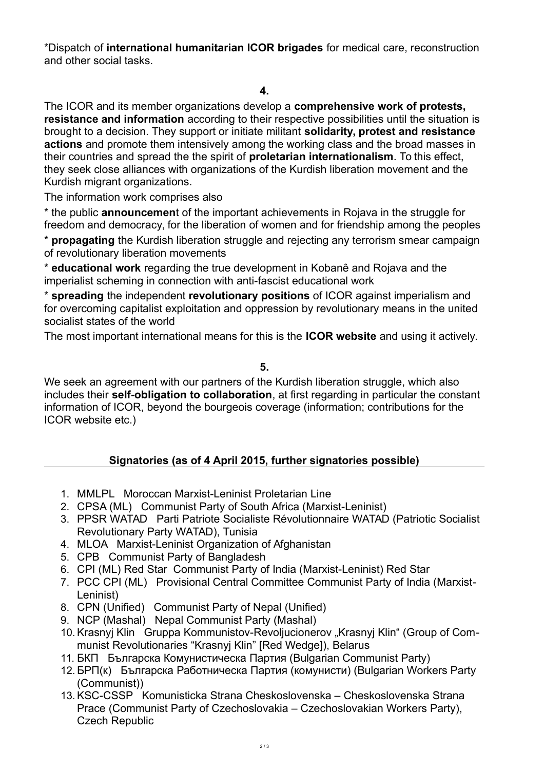*Dispatch of **international humanitarian ICOR brigades** for medical care, reconstruction and other social tasks.

**4.**

The ICOR and its member organizations develop a **comprehensive work of protests, resistance and information** according to their respective possibilities until the situation is brought to a decision. They support or initiate militant **solidarity, protest and resistance actions** and promote them intensively among the working class and the broad masses in their countries and spread the the spirit of **proletarian internationalism**. To this effect, they seek close alliances with organizations of the Kurdish liberation movement and the Kurdish migrant organizations.

The information work comprises also

* the public **announcemen**t of the important achievements in Rojava in the struggle for freedom and democracy, for the liberation of women and for friendship among the peoples

* **propagating** the Kurdish liberation struggle and rejecting any terrorism smear campaign of revolutionary liberation movements

* **educational work** regarding the true development in Kobanê and Rojava and the imperialist scheming in connection with anti-fascist educational work

* **spreading** the independent **revolutionary positions** of ICOR against imperialism and for overcoming capitalist exploitation and oppression by revolutionary means in the united socialist states of the world

The most important international means for this is the **ICOR website** and using it actively.

**5.**

We seek an agreement with our partners of the Kurdish liberation struggle, which also includes their **self-obligation to collaboration**, at first regarding in particular the constant information of ICOR, beyond the bourgeois coverage (information; contributions for the ICOR website etc.)

**Signatories (as of 4 April 2015, further signatories possible)**

1. MMLPL Moroccan Marxist-Leninist Proletarian Line
2. CPSA (ML) Communist Party of South Africa (Marxist-Leninist)
3. PPSR WATAD Parti Patriote Socialiste Révolutionnaire WATAD (Patriotic Socialist Revolutionary Party WATAD), Tunisia
4. MLOA Marxist-Leninist Organization of Afghanistan
5. CPB Communist Party of Bangladesh
6. CPI (ML) Red Star Communist Party of India (Marxist-Leninist) Red Star
7. PCC CPI (ML) Provisional Central Committee Communist Party of India (Marxist-Leninist)
8. CPN (Unified) Communist Party of Nepal (Unified)
9. NCP (Mashal) Nepal Communist Party (Mashal)
10. Krasnyj Klin Gruppa Kommunistov-Revoljucionerov „Krasnyj Klin" (Group of Communist Revolutionaries "Krasnyj Klin" [Red Wedge]), Belarus
11. БКП Българска Комунистическа Партия (Bulgarian Communist Party)
12. БРП(к) Българска Работническа Партия (комунисти) (Bulgarian Workers Party (Communist))
13. KSC-CSSP Komunisticka Strana Cheskoslovenska – Cheskoslovenska Strana Prace (Communist Party of Czechoslovakia – Czechoslovakian Workers Party), Czech Republic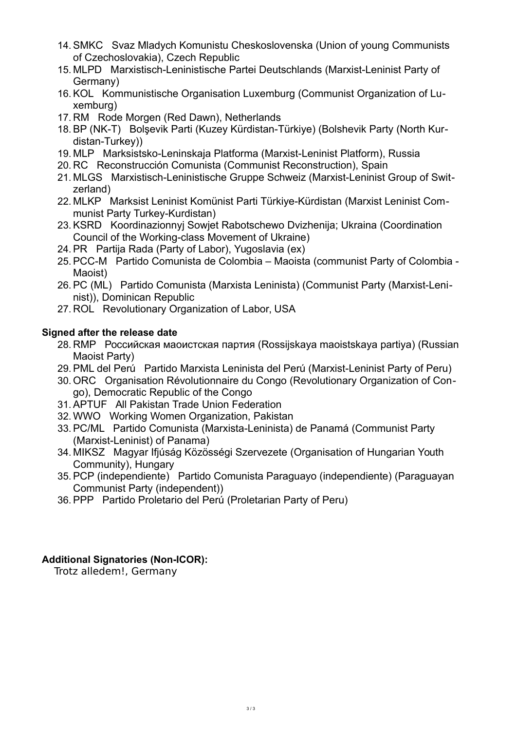14. SMKC Svaz Mladych Komunistu Cheskoslovenska (Union of young Communists of Czechoslovakia), Czech Republic
15. MLPD Marxistisch-Leninistische Partei Deutschlands (Marxist-Leninist Party of Germany)
16. KOL Kommunistische Organisation Luxemburg (Communist Organization of Luxemburg)
17. RM Rode Morgen (Red Dawn), Netherlands
18. BP (NK-T) Bolşevik Parti (Kuzey Kürdistan-Türkiye) (Bolshevik Party (North Kurdistan-Turkey))
19. MLP Marksistsko-Leninskaja Platforma (Marxist-Leninist Platform), Russia
20. RC Reconstrucción Comunista (Communist Reconstruction), Spain
21. MLGS Marxistisch-Leninistische Gruppe Schweiz (Marxist-Leninist Group of Switzerland)
22. MLKP Marksist Leninist Komünist Parti Türkiye-Kürdistan (Marxist Leninist Communist Party Turkey-Kurdistan)
23. KSRD Koordinazionnyj Sowjet Rabotschewo Dvizhenija; Ukraina (Coordination Council of the Working-class Movement of Ukraine)
24. PR Partija Rada (Party of Labor), Yugoslavia (ex)
25. PCC-M Partido Comunista de Colombia – Maoista (communist Party of Colombia - Maoist)
26. PC (ML) Partido Comunista (Marxista Leninista) (Communist Party (Marxist-Leninist)), Dominican Republic
27. ROL Revolutionary Organization of Labor, USA

**Signed after the release date**

28. RMP Российская маоистская партия (Rossijskaya maoistskaya partiya) (Russian Maoist Party)
29. PML del Perú Partido Marxista Leninista del Perú (Marxist-Leninist Party of Peru)
30. ORC Organisation Révolutionnaire du Congo (Revolutionary Organization of Congo), Democratic Republic of the Congo
31. APTUF All Pakistan Trade Union Federation
32. WWO Working Women Organization, Pakistan
33. PC/ML Partido Comunista (Marxista-Leninista) de Panamá (Communist Party (Marxist-Leninist) of Panama)
34. MIKSZ Magyar Ifjúság Közösségi Szervezete (Organisation of Hungarian Youth Community), Hungary
35. PCP (independiente) Partido Comunista Paraguayo (independiente) (Paraguayan Communist Party (independent))
36. PPP Partido Proletario del Perú (Proletarian Party of Peru)

**Additional Signatories (Non-ICOR):**

Trotz alledem!, Germany